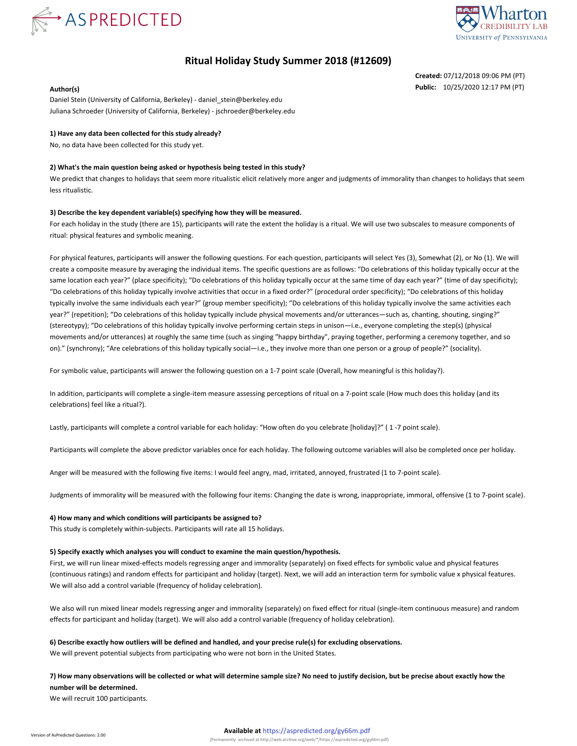# Ritual Holiday Study Summer 2018 (#12609)

**Created:** 07/12/2018 09:06 PM (PT)
**Public:** 10/25/2020 12:17 PM (PT)

**Author(s)**
Daniel Stein (University of California, Berkeley) - daniel_stein@berkeley.edu
Juliana Schroeder (University of California, Berkeley) - jschroeder@berkeley.edu

**1) Have any data been collected for this study already?**
No, no data have been collected for this study yet.

**2) What's the main question being asked or hypothesis being tested in this study?**
We predict that changes to holidays that seem more ritualistic elicit relatively more anger and judgments of immorality than changes to holidays that seem less ritualistic.

**3) Describe the key dependent variable(s) specifying how they will be measured.**
For each holiday in the study (there are 15), participants will rate the extent the holiday is a ritual. We will use two subscales to measure components of ritual: physical features and symbolic meaning.

For physical features, participants will answer the following questions. For each question, participants will select Yes (3), Somewhat (2), or No (1). We will create a composite measure by averaging the individual items. The specific questions are as follows: "Do celebrations of this holiday typically occur at the same location each year?" (place specificity); "Do celebrations of this holiday typically occur at the same time of day each year?" (time of day specificity); "Do celebrations of this holiday typically involve activities that occur in a fixed order?" (procedural order specificity); "Do celebrations of this holiday typically involve the same individuals each year?" (group member specificity); "Do celebrations of this holiday typically involve the same activities each year?" (repetition); "Do celebrations of this holiday typically include physical movements and/or utterances—such as, chanting, shouting, singing?" (stereotypy); "Do celebrations of this holiday typically involve performing certain steps in unison—i.e., everyone completing the step(s) (physical movements and/or utterances) at roughly the same time (such as singing "happy birthday", praying together, performing a ceremony together, and so on)." (synchrony); "Are celebrations of this holiday typically social—i.e., they involve more than one person or a group of people?" (sociality).

For symbolic value, participants will answer the following question on a 1-7 point scale (Overall, how meaningful is this holiday?).

In addition, participants will complete a single-item measure assessing perceptions of ritual on a 7-point scale (How much does this holiday (and its celebrations) feel like a ritual?).

Lastly, participants will complete a control variable for each holiday: "How often do you celebrate [holiday]?" ( 1 -7 point scale).

Participants will complete the above predictor variables once for each holiday. The following outcome variables will also be completed once per holiday.

Anger will be measured with the following five items: I would feel angry, mad, irritated, annoyed, frustrated (1 to 7-point scale).

Judgments of immorality will be measured with the following four items: Changing the date is wrong, inappropriate, immoral, offensive (1 to 7-point scale).

**4) How many and which conditions will participants be assigned to?**
This study is completely within-subjects. Participants will rate all 15 holidays.

**5) Specify exactly which analyses you will conduct to examine the main question/hypothesis.**
First, we will run linear mixed-effects models regressing anger and immorality (separately) on fixed effects for symbolic value and physical features (continuous ratings) and random effects for participant and holiday (target). Next, we will add an interaction term for symbolic value x physical features. We will also add a control variable (frequency of holiday celebration).

We also will run mixed linear models regressing anger and immorality (separately) on fixed effect for ritual (single-item continuous measure) and random effects for participant and holiday (target). We will also add a control variable (frequency of holiday celebration).

**6) Describe exactly how outliers will be defined and handled, and your precise rule(s) for excluding observations.**
We will prevent potential subjects from participating who were not born in the United States.

**7) How many observations will be collected or what will determine sample size? No need to justify decision, but be precise about exactly how the number will be determined.**
We will recruit 100 participants.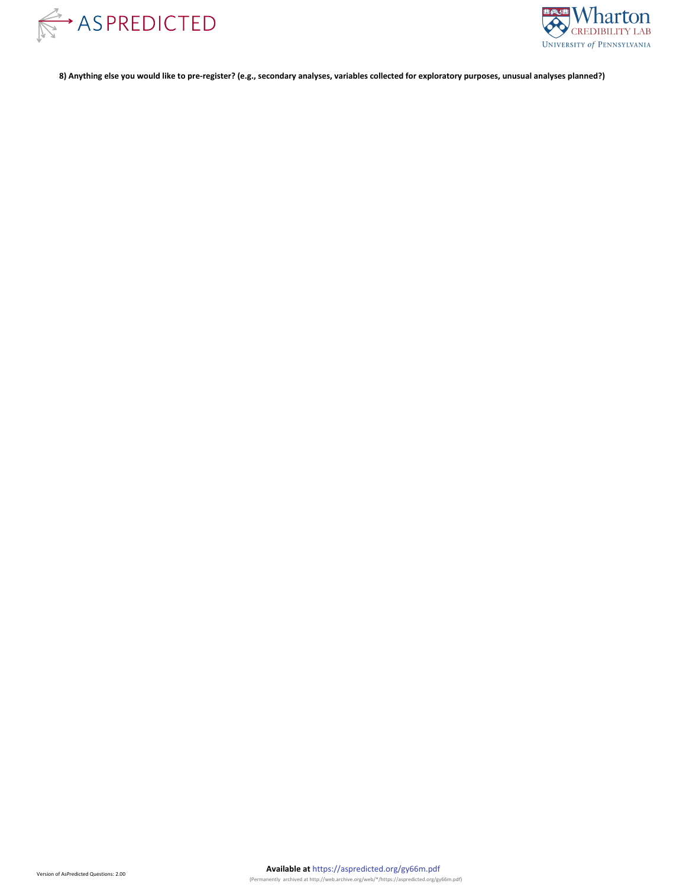**8) Anything else you would like to pre-register? (e.g., secondary analyses, variables collected for exploratory purposes, unusual analyses planned?)**